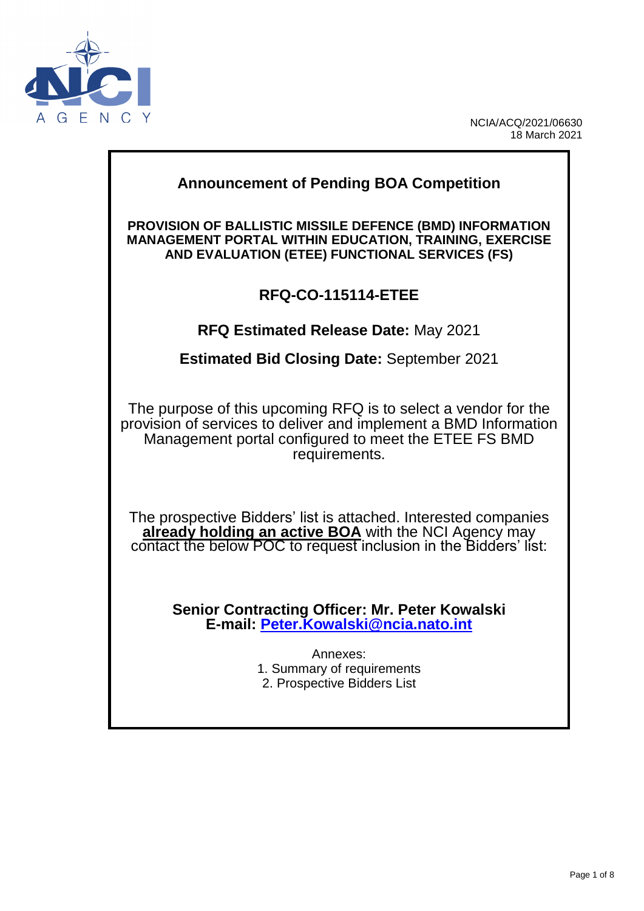NCI AGENCY

NCIA/ACQ/2021/06630
18 March 2021

# Announcement of Pending BOA Competition

**PROVISION OF BALLISTIC MISSILE DEFENCE (BMD) INFORMATION MANAGEMENT PORTAL WITHIN EDUCATION, TRAINING, EXERCISE AND EVALUATION (ETEE) FUNCTIONAL SERVICES (FS)**

## RFQ-CO-115114-ETEE

**RFQ Estimated Release Date:** May 2021

**Estimated Bid Closing Date:** September 2021

The purpose of this upcoming RFQ is to select a vendor for the provision of services to deliver and implement a BMD Information Management portal configured to meet the ETEE FS BMD requirements.

The prospective Bidders' list is attached. Interested companies **already holding an active BOA** with the NCI Agency may contact the below POC to request inclusion in the Bidders' list:

**Senior Contracting Officer: Mr. Peter Kowalski**
**E-mail: Peter.Kowalski@ncia.nato.int**

Annexes:
1. Summary of requirements
2. Prospective Bidders List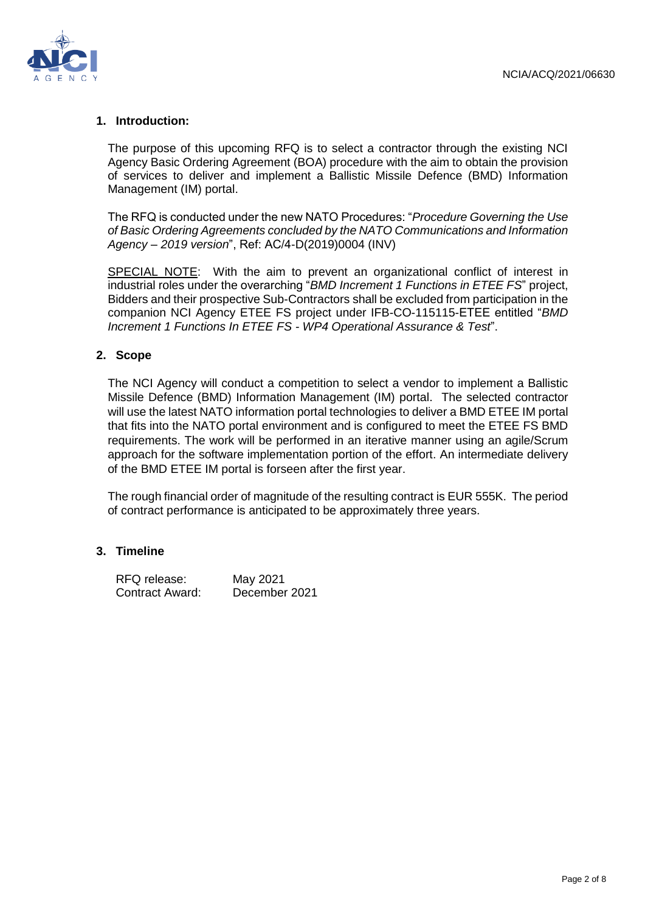## 1. Introduction:

The purpose of this upcoming RFQ is to select a contractor through the existing NCI Agency Basic Ordering Agreement (BOA) procedure with the aim to obtain the provision of services to deliver and implement a Ballistic Missile Defence (BMD) Information Management (IM) portal.

The RFQ is conducted under the new NATO Procedures: "*Procedure Governing the Use of Basic Ordering Agreements concluded by the NATO Communications and Information Agency – 2019 version*", Ref: AC/4-D(2019)0004 (INV)

SPECIAL NOTE: With the aim to prevent an organizational conflict of interest in industrial roles under the overarching "*BMD Increment 1 Functions in ETEE FS*" project, Bidders and their prospective Sub-Contractors shall be excluded from participation in the companion NCI Agency ETEE FS project under IFB-CO-115115-ETEE entitled "*BMD Increment 1 Functions In ETEE FS - WP4 Operational Assurance & Test*".

## 2. Scope

The NCI Agency will conduct a competition to select a vendor to implement a Ballistic Missile Defence (BMD) Information Management (IM) portal. The selected contractor will use the latest NATO information portal technologies to deliver a BMD ETEE IM portal that fits into the NATO portal environment and is configured to meet the ETEE FS BMD requirements. The work will be performed in an iterative manner using an agile/Scrum approach for the software implementation portion of the effort. An intermediate delivery of the BMD ETEE IM portal is forseen after the first year.

The rough financial order of magnitude of the resulting contract is EUR 555K. The period of contract performance is anticipated to be approximately three years.

## 3. Timeline

| | |
|---|---|
| RFQ release: | May 2021 |
| Contract Award: | December 2021 |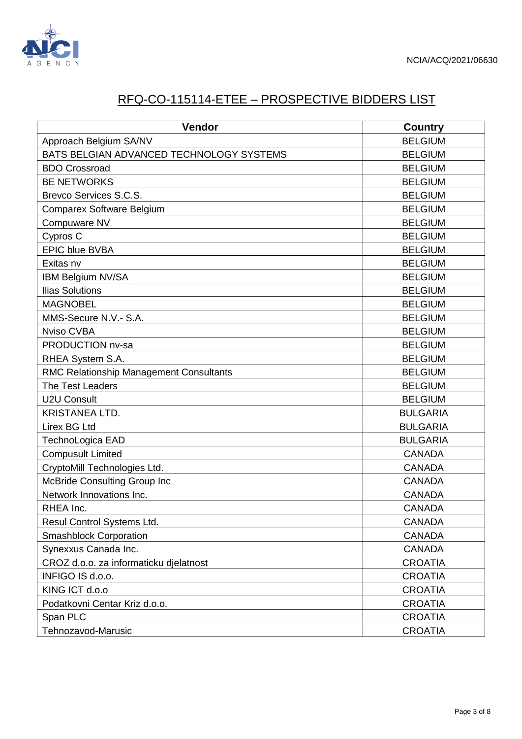## RFQ-CO-115114-ETEE – PROSPECTIVE BIDDERS LIST

| Vendor | Country |
|---|---|
| Approach Belgium SA/NV | BELGIUM |
| BATS BELGIAN ADVANCED TECHNOLOGY SYSTEMS | BELGIUM |
| BDO Crossroad | BELGIUM |
| BE NETWORKS | BELGIUM |
| Brevco Services S.C.S. | BELGIUM |
| Comparex Software Belgium | BELGIUM |
| Compuware NV | BELGIUM |
| Cypros C | BELGIUM |
| EPIC blue BVBA | BELGIUM |
| Exitas nv | BELGIUM |
| IBM Belgium NV/SA | BELGIUM |
| Ilias Solutions | BELGIUM |
| MAGNOBEL | BELGIUM |
| MMS-Secure N.V.- S.A. | BELGIUM |
| Nviso CVBA | BELGIUM |
| PRODUCTION nv-sa | BELGIUM |
| RHEA System S.A. | BELGIUM |
| RMC Relationship Management Consultants | BELGIUM |
| The Test Leaders | BELGIUM |
| U2U Consult | BELGIUM |
| KRISTANEA LTD. | BULGARIA |
| Lirex BG Ltd | BULGARIA |
| TechnoLogica EAD | BULGARIA |
| Compusult Limited | CANADA |
| CryptoMill Technologies Ltd. | CANADA |
| McBride Consulting Group Inc | CANADA |
| Network Innovations Inc. | CANADA |
| RHEA Inc. | CANADA |
| Resul Control Systems Ltd. | CANADA |
| Smashblock Corporation | CANADA |
| Synexxus Canada Inc. | CANADA |
| CROZ d.o.o. za informaticku djelatnost | CROATIA |
| INFIGO IS d.o.o. | CROATIA |
| KING ICT d.o.o | CROATIA |
| Podatkovni Centar Kriz d.o.o. | CROATIA |
| Span PLC | CROATIA |
| Tehnozavod-Marusic | CROATIA |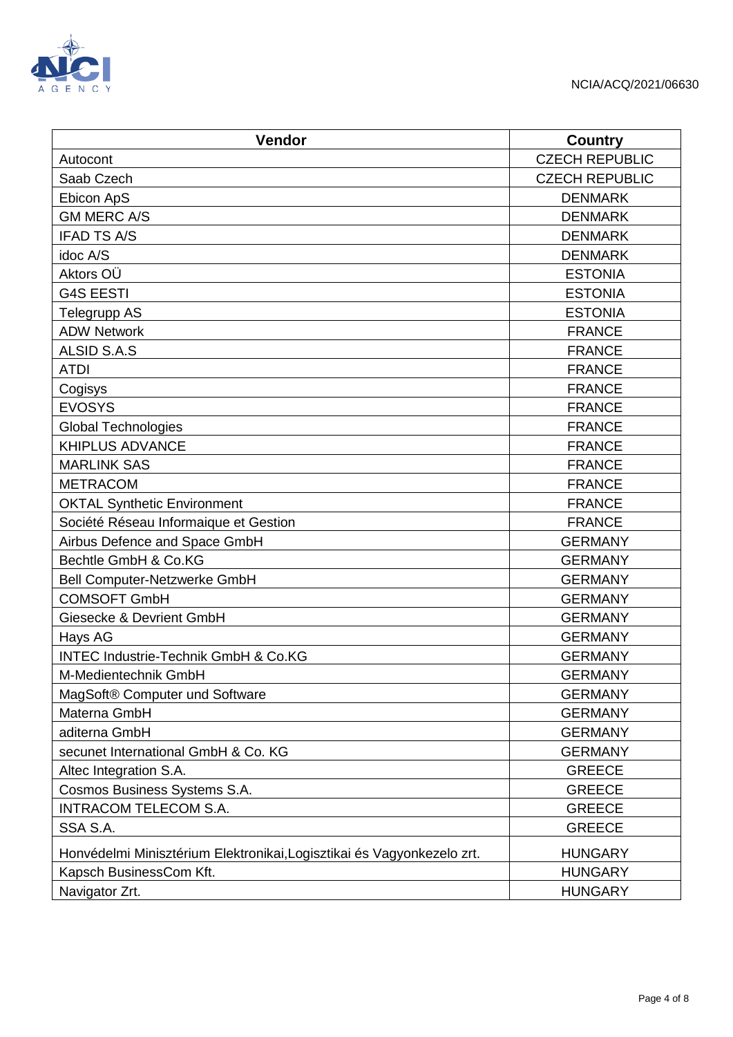| Vendor | Country |
|---|---|
| Autocont | CZECH REPUBLIC |
| Saab Czech | CZECH REPUBLIC |
| Ebicon ApS | DENMARK |
| GM MERC A/S | DENMARK |
| IFAD TS A/S | DENMARK |
| idoc A/S | DENMARK |
| Aktors OÜ | ESTONIA |
| G4S EESTI | ESTONIA |
| Telegrupp AS | ESTONIA |
| ADW Network | FRANCE |
| ALSID S.A.S | FRANCE |
| ATDI | FRANCE |
| Cogisys | FRANCE |
| EVOSYS | FRANCE |
| Global Technologies | FRANCE |
| KHIPLUS ADVANCE | FRANCE |
| MARLINK SAS | FRANCE |
| METRACOM | FRANCE |
| OKTAL Synthetic Environment | FRANCE |
| Société Réseau Informaique et Gestion | FRANCE |
| Airbus Defence and Space GmbH | GERMANY |
| Bechtle GmbH & Co.KG | GERMANY |
| Bell Computer-Netzwerke GmbH | GERMANY |
| COMSOFT GmbH | GERMANY |
| Giesecke & Devrient GmbH | GERMANY |
| Hays AG | GERMANY |
| INTEC Industrie-Technik GmbH & Co.KG | GERMANY |
| M-Medientechnik GmbH | GERMANY |
| MagSoft® Computer und Software | GERMANY |
| Materna GmbH | GERMANY |
| aditerna GmbH | GERMANY |
| secunet International GmbH & Co. KG | GERMANY |
| Altec Integration S.A. | GREECE |
| Cosmos Business Systems S.A. | GREECE |
| INTRACOM TELECOM S.A. | GREECE |
| SSA S.A. | GREECE |
| Honvédelmi Minisztérium Elektronikai,Logisztikai és Vagyonkezelo zrt. | HUNGARY |
| Kapsch BusinessCom Kft. | HUNGARY |
| Navigator Zrt. | HUNGARY |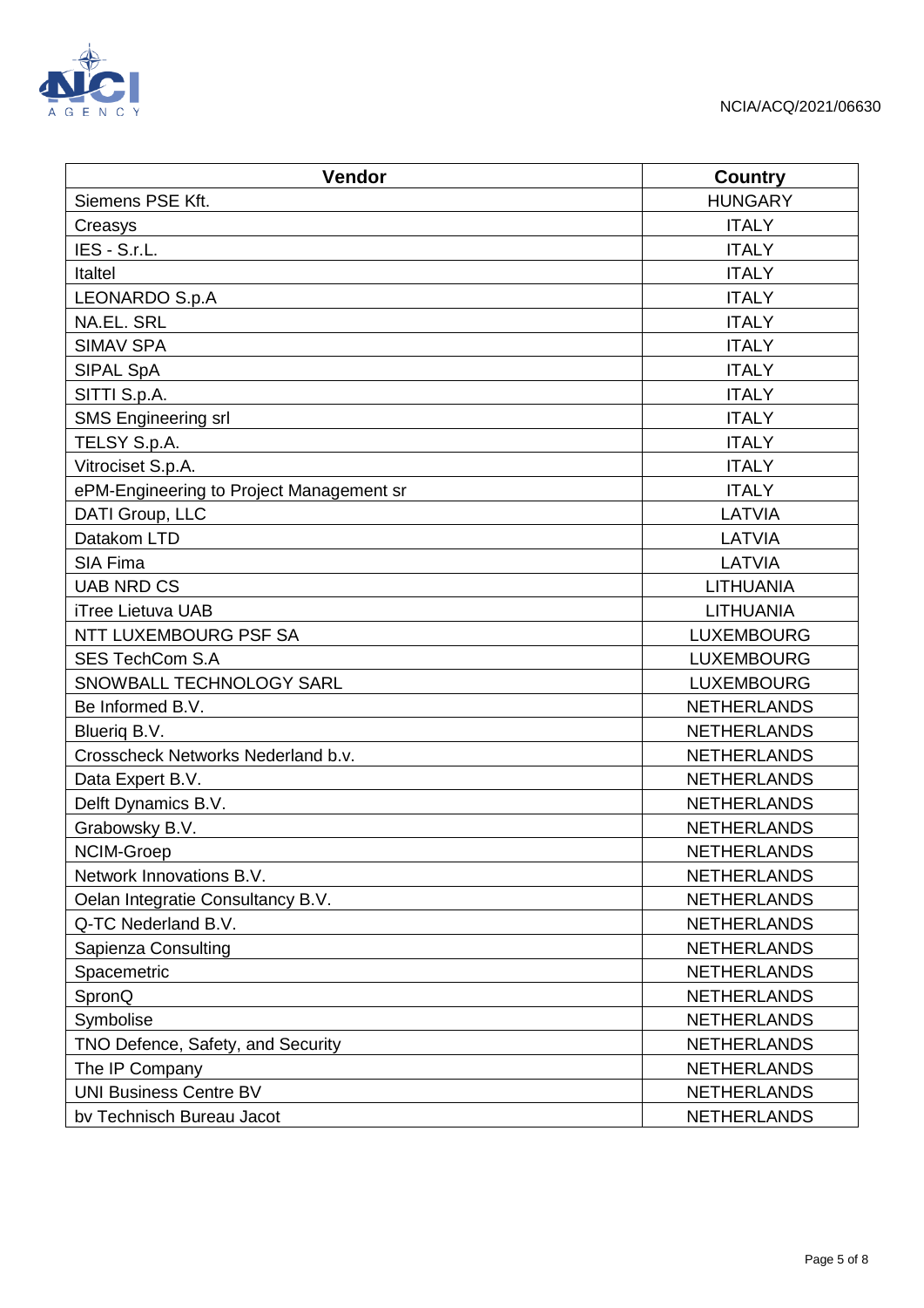| Vendor | Country |
|---|---|
| Siemens PSE Kft. | HUNGARY |
| Creasys | ITALY |
| IES - S.r.L. | ITALY |
| Italtel | ITALY |
| LEONARDO S.p.A | ITALY |
| NA.EL. SRL | ITALY |
| SIMAV SPA | ITALY |
| SIPAL SpA | ITALY |
| SITTI S.p.A. | ITALY |
| SMS Engineering srl | ITALY |
| TELSY S.p.A. | ITALY |
| Vitrociset S.p.A. | ITALY |
| ePM-Engineering to Project Management sr | ITALY |
| DATI Group, LLC | LATVIA |
| Datakom LTD | LATVIA |
| SIA Fima | LATVIA |
| UAB NRD CS | LITHUANIA |
| iTree Lietuva UAB | LITHUANIA |
| NTT LUXEMBOURG PSF SA | LUXEMBOURG |
| SES TechCom S.A | LUXEMBOURG |
| SNOWBALL TECHNOLOGY SARL | LUXEMBOURG |
| Be Informed B.V. | NETHERLANDS |
| Blueriq B.V. | NETHERLANDS |
| Crosscheck Networks Nederland b.v. | NETHERLANDS |
| Data Expert B.V. | NETHERLANDS |
| Delft Dynamics B.V. | NETHERLANDS |
| Grabowsky B.V. | NETHERLANDS |
| NCIM-Groep | NETHERLANDS |
| Network Innovations B.V. | NETHERLANDS |
| Oelan Integratie Consultancy B.V. | NETHERLANDS |
| Q-TC Nederland B.V. | NETHERLANDS |
| Sapienza Consulting | NETHERLANDS |
| Spacemetric | NETHERLANDS |
| SpronQ | NETHERLANDS |
| Symbolise | NETHERLANDS |
| TNO Defence, Safety, and Security | NETHERLANDS |
| The IP Company | NETHERLANDS |
| UNI Business Centre BV | NETHERLANDS |
| bv Technisch Bureau Jacot | NETHERLANDS |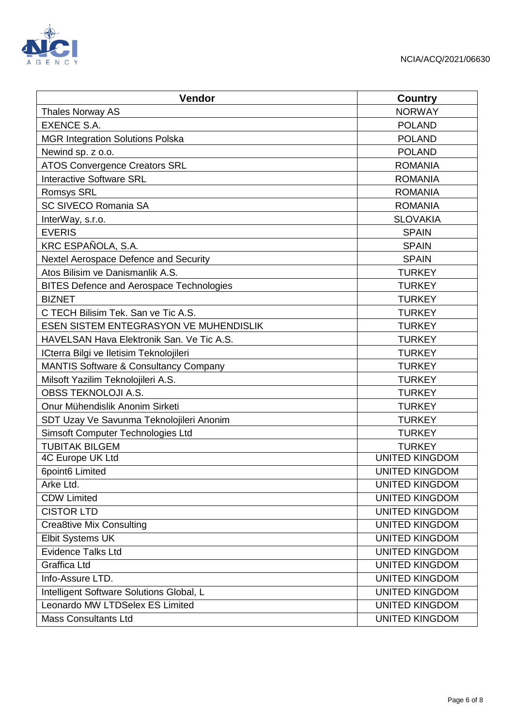| Vendor | Country |
|---|---|
| Thales Norway AS | NORWAY |
| EXENCE S.A. | POLAND |
| MGR Integration Solutions Polska | POLAND |
| Newind sp. z o.o. | POLAND |
| ATOS Convergence Creators SRL | ROMANIA |
| Interactive Software SRL | ROMANIA |
| Romsys SRL | ROMANIA |
| SC SIVECO Romania SA | ROMANIA |
| InterWay, s.r.o. | SLOVAKIA |
| EVERIS | SPAIN |
| KRC ESPAÑOLA, S.A. | SPAIN |
| Nextel Aerospace Defence and Security | SPAIN |
| Atos Bilisim ve Danismanlik A.S. | TURKEY |
| BITES Defence and Aerospace Technologies | TURKEY |
| BIZNET | TURKEY |
| C TECH Bilisim Tek. San ve Tic A.S. | TURKEY |
| ESEN SISTEM ENTEGRASYON VE MUHENDISLIK | TURKEY |
| HAVELSAN Hava Elektronik San. Ve Tic A.S. | TURKEY |
| ICterra Bilgi ve Iletisim Teknolojileri | TURKEY |
| MANTIS Software & Consultancy Company | TURKEY |
| Milsoft Yazilim Teknolojileri A.S. | TURKEY |
| OBSS TEKNOLOJI A.S. | TURKEY |
| Onur Mühendislik Anonim Sirketi | TURKEY |
| SDT Uzay Ve Savunma Teknolojileri Anonim | TURKEY |
| Simsoft Computer Technologies Ltd | TURKEY |
| TUBITAK BILGEM | TURKEY |
| 4C Europe UK Ltd | UNITED KINGDOM |
| 6point6 Limited | UNITED KINGDOM |
| Arke Ltd. | UNITED KINGDOM |
| CDW Limited | UNITED KINGDOM |
| CISTOR LTD | UNITED KINGDOM |
| Crea8tive Mix Consulting | UNITED KINGDOM |
| Elbit Systems UK | UNITED KINGDOM |
| Evidence Talks Ltd | UNITED KINGDOM |
| Graffica Ltd | UNITED KINGDOM |
| Info-Assure LTD. | UNITED KINGDOM |
| Intelligent Software Solutions Global, L | UNITED KINGDOM |
| Leonardo MW LTDSelex ES Limited | UNITED KINGDOM |
| Mass Consultants Ltd | UNITED KINGDOM |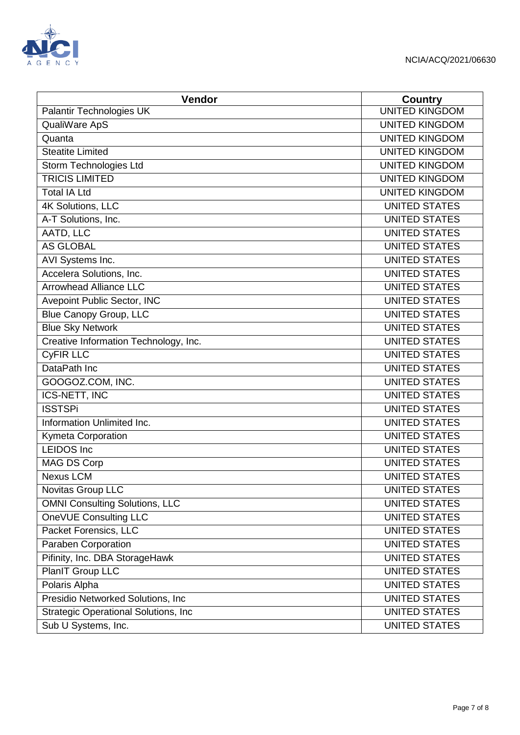| Vendor | Country |
| --- | --- |
| Palantir Technologies UK | UNITED KINGDOM |
| QualiWare ApS | UNITED KINGDOM |
| Quanta | UNITED KINGDOM |
| Steatite Limited | UNITED KINGDOM |
| Storm Technologies Ltd | UNITED KINGDOM |
| TRICIS LIMITED | UNITED KINGDOM |
| Total IA Ltd | UNITED KINGDOM |
| 4K Solutions, LLC | UNITED STATES |
| A-T Solutions, Inc. | UNITED STATES |
| AATD, LLC | UNITED STATES |
| AS GLOBAL | UNITED STATES |
| AVI Systems Inc. | UNITED STATES |
| Accelera Solutions, Inc. | UNITED STATES |
| Arrowhead Alliance LLC | UNITED STATES |
| Avepoint Public Sector, INC | UNITED STATES |
| Blue Canopy Group, LLC | UNITED STATES |
| Blue Sky Network | UNITED STATES |
| Creative Information Technology, Inc. | UNITED STATES |
| CyFIR LLC | UNITED STATES |
| DataPath Inc | UNITED STATES |
| GOOGOZ.COM, INC. | UNITED STATES |
| ICS-NETT, INC | UNITED STATES |
| ISSTSPi | UNITED STATES |
| Information Unlimited Inc. | UNITED STATES |
| Kymeta Corporation | UNITED STATES |
| LEIDOS Inc | UNITED STATES |
| MAG DS Corp | UNITED STATES |
| Nexus LCM | UNITED STATES |
| Novitas Group LLC | UNITED STATES |
| OMNI Consulting Solutions, LLC | UNITED STATES |
| OneVUE Consulting LLC | UNITED STATES |
| Packet Forensics, LLC | UNITED STATES |
| Paraben Corporation | UNITED STATES |
| Pifinity, Inc. DBA StorageHawk | UNITED STATES |
| PlanIT Group LLC | UNITED STATES |
| Polaris Alpha | UNITED STATES |
| Presidio Networked Solutions, Inc | UNITED STATES |
| Strategic Operational Solutions, Inc | UNITED STATES |
| Sub U Systems, Inc. | UNITED STATES |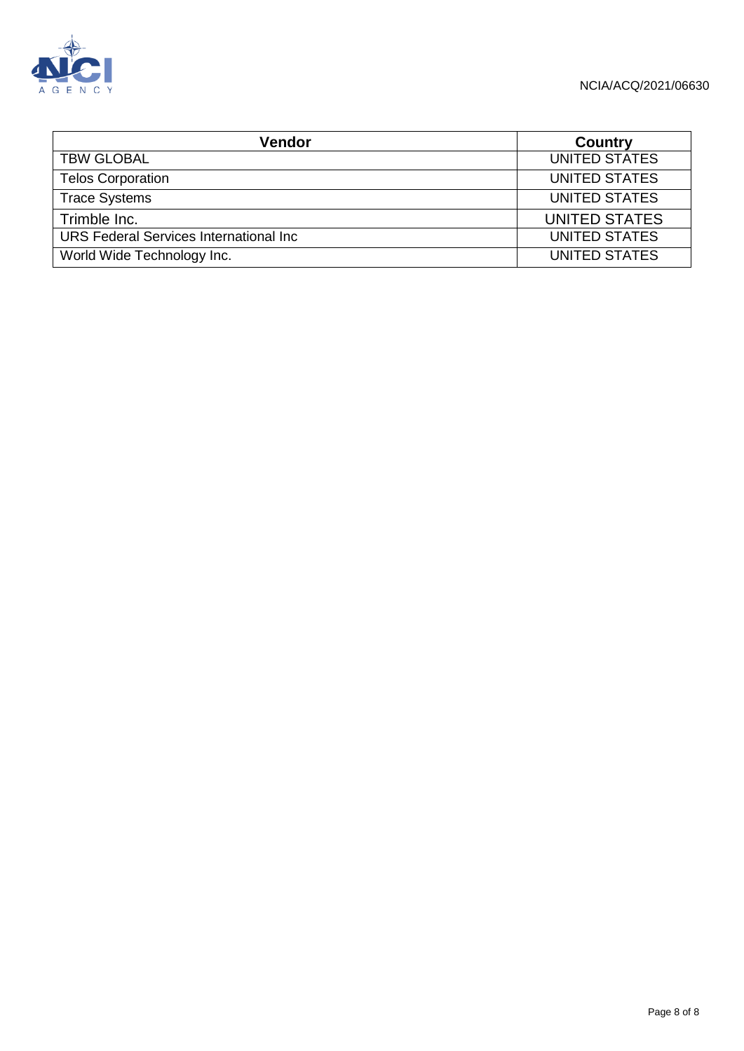| Vendor | Country |
|---|---|
| TBW GLOBAL | UNITED STATES |
| Telos Corporation | UNITED STATES |
| Trace Systems | UNITED STATES |
| Trimble Inc. | UNITED STATES |
| URS Federal Services International Inc | UNITED STATES |
| World Wide Technology Inc. | UNITED STATES |